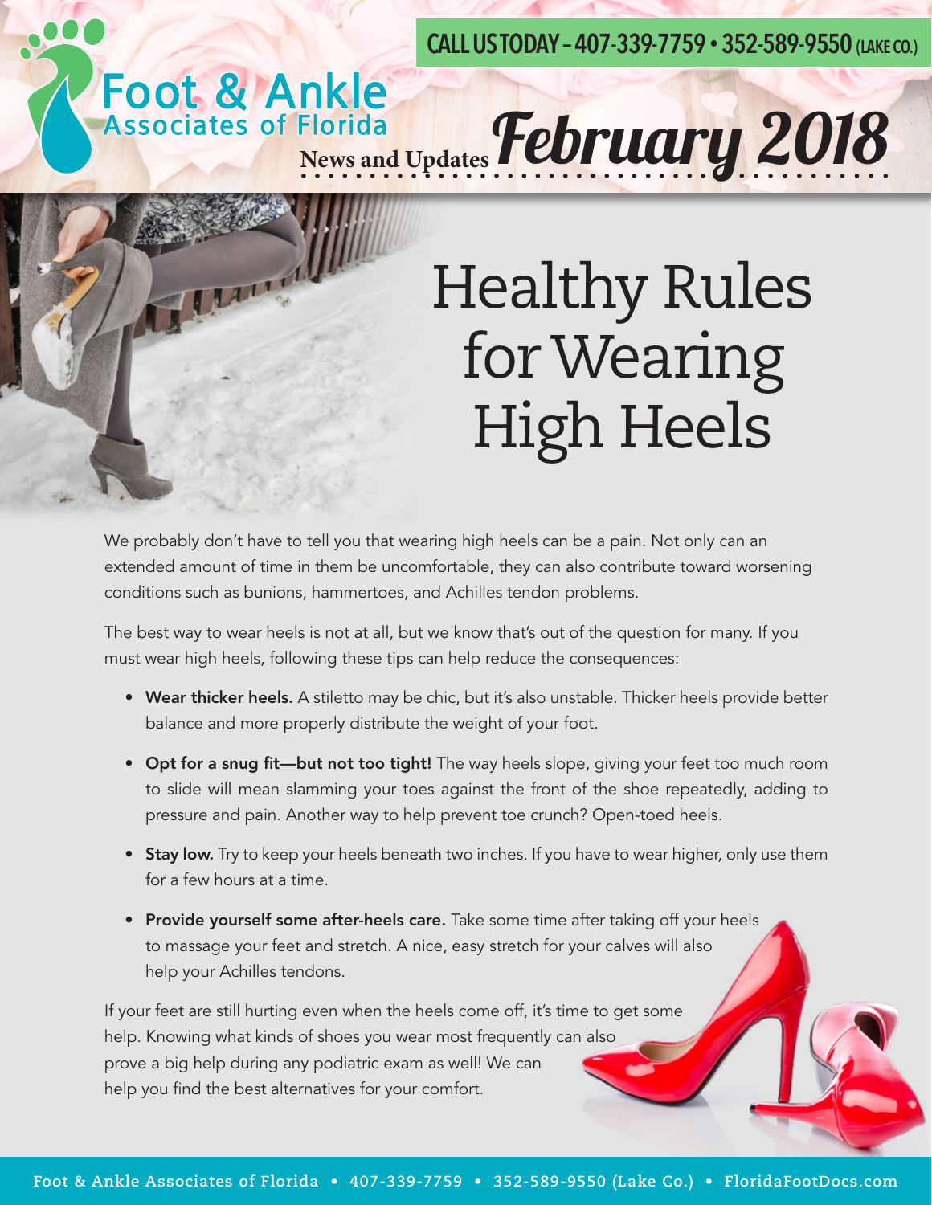CALL US TODAY – 407-339-7759 • 352-589-9550 (LAKE CO.)

Foot & Ankle Associates of Florida

News and Updates *February 2018*

# Healthy Rules for Wearing High Heels

We probably don't have to tell you that wearing high heels can be a pain. Not only can an extended amount of time in them be uncomfortable, they can also contribute toward worsening conditions such as bunions, hammertoes, and Achilles tendon problems.

The best way to wear heels is not at all, but we know that's out of the question for many. If you must wear high heels, following these tips can help reduce the consequences:

- **Wear thicker heels.** A stiletto may be chic, but it's also unstable. Thicker heels provide better balance and more properly distribute the weight of your foot.
- **Opt for a snug fit—but not too tight!** The way heels slope, giving your feet too much room to slide will mean slamming your toes against the front of the shoe repeatedly, adding to pressure and pain. Another way to help prevent toe crunch? Open-toed heels.
- **Stay low.** Try to keep your heels beneath two inches. If you have to wear higher, only use them for a few hours at a time.
- **Provide yourself some after-heels care.** Take some time after taking off your heels to massage your feet and stretch. A nice, easy stretch for your calves will also help your Achilles tendons.

If your feet are still hurting even when the heels come off, it's time to get some help. Knowing what kinds of shoes you wear most frequently can also prove a big help during any podiatric exam as well! We can help you find the best alternatives for your comfort.

Foot & Ankle Associates of Florida • 407-339-7759 • 352-589-9550 (Lake Co.) • FloridaFootDocs.com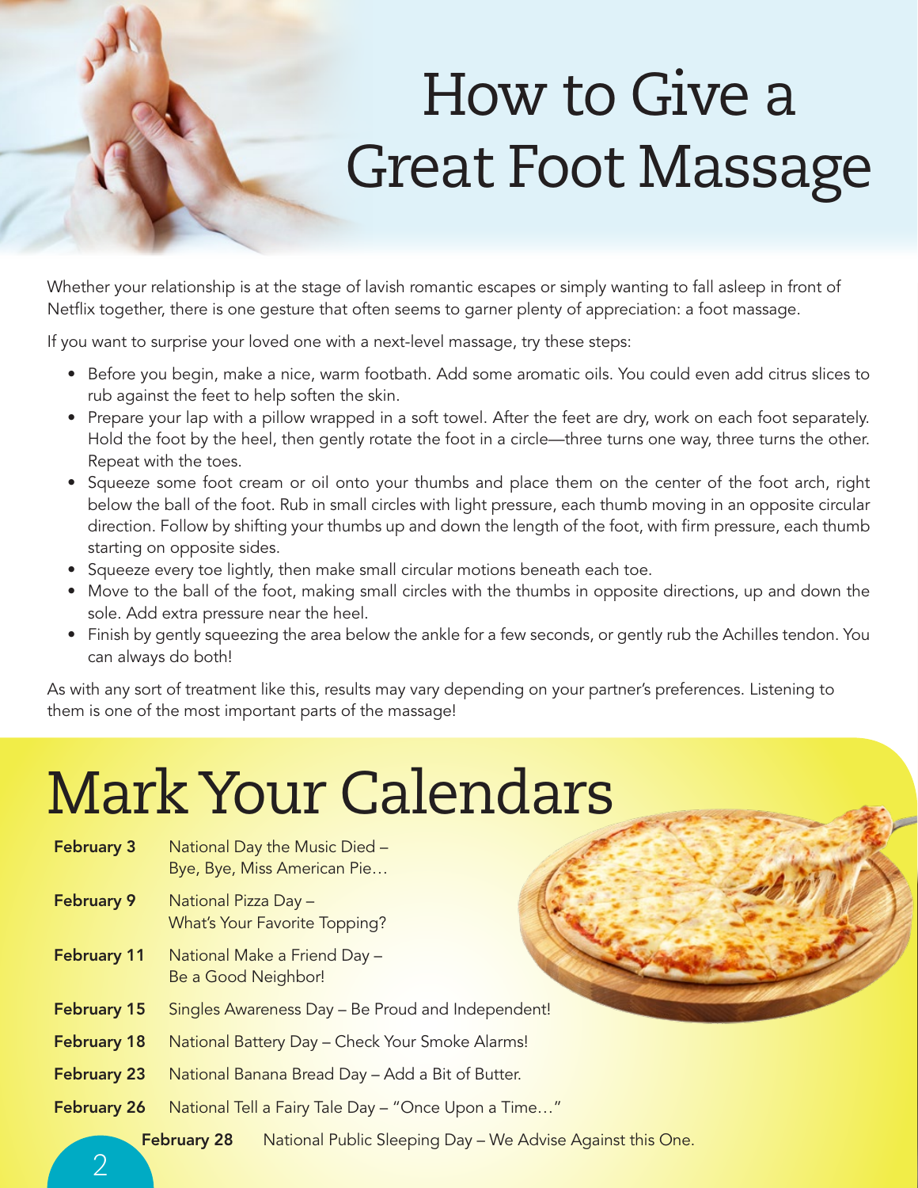# How to Give a Great Foot Massage

Whether your relationship is at the stage of lavish romantic escapes or simply wanting to fall asleep in front of Netflix together, there is one gesture that often seems to garner plenty of appreciation: a foot massage.

If you want to surprise your loved one with a next-level massage, try these steps:

- Before you begin, make a nice, warm footbath. Add some aromatic oils. You could even add citrus slices to rub against the feet to help soften the skin.
- Prepare your lap with a pillow wrapped in a soft towel. After the feet are dry, work on each foot separately. Hold the foot by the heel, then gently rotate the foot in a circle—three turns one way, three turns the other. Repeat with the toes.
- Squeeze some foot cream or oil onto your thumbs and place them on the center of the foot arch, right below the ball of the foot. Rub in small circles with light pressure, each thumb moving in an opposite circular direction. Follow by shifting your thumbs up and down the length of the foot, with firm pressure, each thumb starting on opposite sides.
- Squeeze every toe lightly, then make small circular motions beneath each toe.
- Move to the ball of the foot, making small circles with the thumbs in opposite directions, up and down the sole. Add extra pressure near the heel.
- Finish by gently squeezing the area below the ankle for a few seconds, or gently rub the Achilles tendon. You can always do both!

As with any sort of treatment like this, results may vary depending on your partner's preferences. Listening to them is one of the most important parts of the massage!

# Mark Your Calendars

| | |
|---|---|
| **February 3** | National Day the Music Died – Bye, Bye, Miss American Pie… |
| **February 9** | National Pizza Day – What's Your Favorite Topping? |
| **February 11** | National Make a Friend Day – Be a Good Neighbor! |
| **February 15** | Singles Awareness Day – Be Proud and Independent! |
| **February 18** | National Battery Day – Check Your Smoke Alarms! |
| **February 23** | National Banana Bread Day – Add a Bit of Butter. |
| **February 26** | National Tell a Fairy Tale Day – "Once Upon a Time…" |
| **February 28** | National Public Sleeping Day – We Advise Against this One. |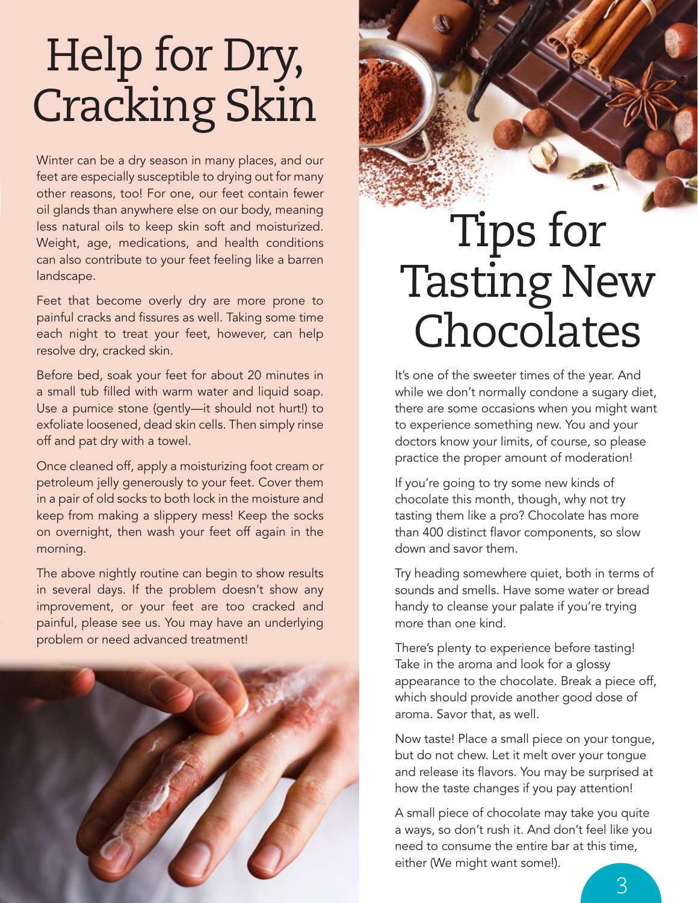# Help for Dry, Cracking Skin

Winter can be a dry season in many places, and our feet are especially susceptible to drying out for many other reasons, too! For one, our feet contain fewer oil glands than anywhere else on our body, meaning less natural oils to keep skin soft and moisturized. Weight, age, medications, and health conditions can also contribute to your feet feeling like a barren landscape.

Feet that become overly dry are more prone to painful cracks and fissures as well. Taking some time each night to treat your feet, however, can help resolve dry, cracked skin.

Before bed, soak your feet for about 20 minutes in a small tub filled with warm water and liquid soap. Use a pumice stone (gently—it should not hurt!) to exfoliate loosened, dead skin cells. Then simply rinse off and pat dry with a towel.

Once cleaned off, apply a moisturizing foot cream or petroleum jelly generously to your feet. Cover them in a pair of old socks to both lock in the moisture and keep from making a slippery mess! Keep the socks on overnight, then wash your feet off again in the morning.

The above nightly routine can begin to show results in several days. If the problem doesn't show any improvement, or your feet are too cracked and painful, please see us. You may have an underlying problem or need advanced treatment!

# Tips for Tasting New Chocolates

It's one of the sweeter times of the year. And while we don't normally condone a sugary diet, there are some occasions when you might want to experience something new. You and your doctors know your limits, of course, so please practice the proper amount of moderation!

If you're going to try some new kinds of chocolate this month, though, why not try tasting them like a pro? Chocolate has more than 400 distinct flavor components, so slow down and savor them.

Try heading somewhere quiet, both in terms of sounds and smells. Have some water or bread handy to cleanse your palate if you're trying more than one kind.

There's plenty to experience before tasting! Take in the aroma and look for a glossy appearance to the chocolate. Break a piece off, which should provide another good dose of aroma. Savor that, as well.

Now taste! Place a small piece on your tongue, but do not chew. Let it melt over your tongue and release its flavors. You may be surprised at how the taste changes if you pay attention!

A small piece of chocolate may take you quite a ways, so don't rush it. And don't feel like you need to consume the entire bar at this time, either (We might want some!).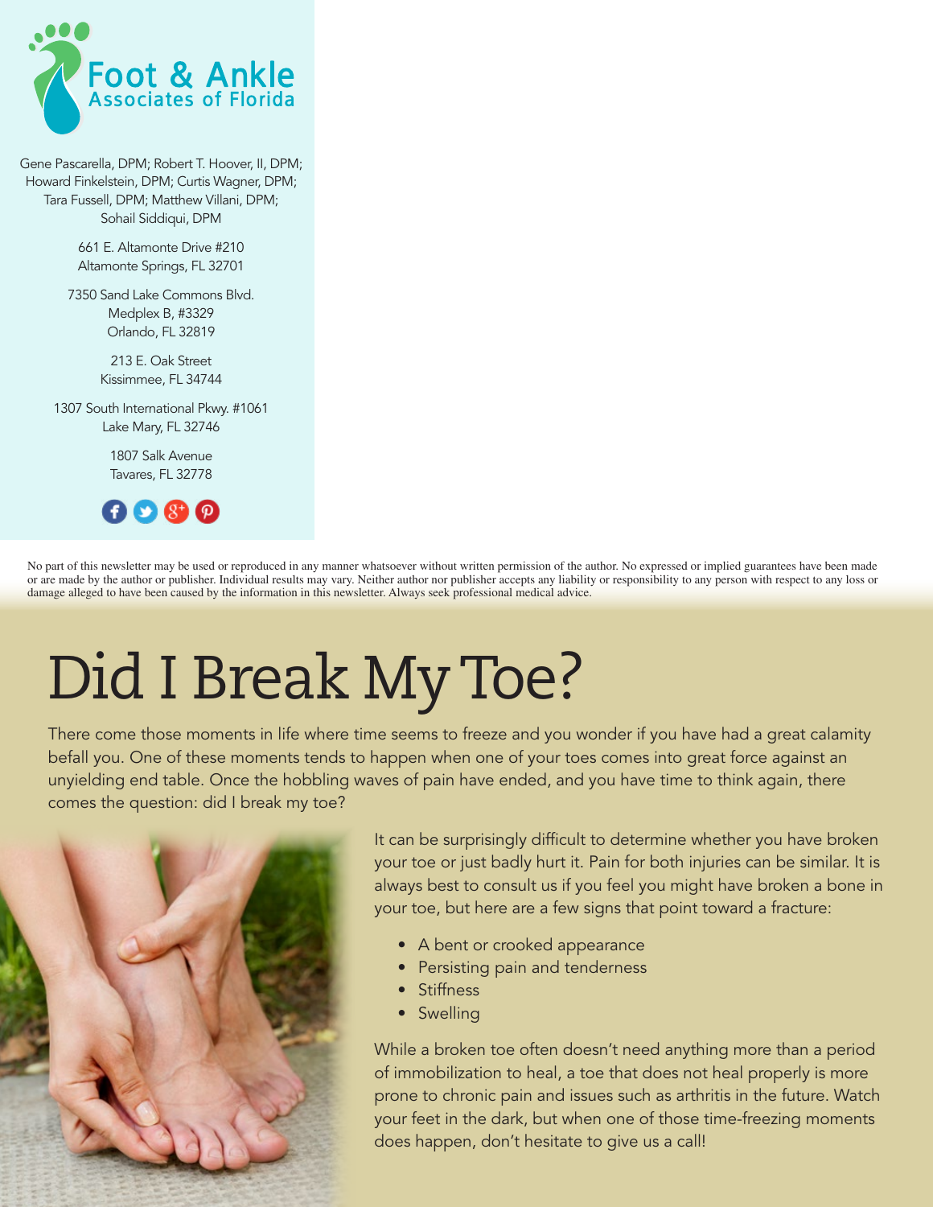Foot & Ankle Associates of Florida

Gene Pascarella, DPM; Robert T. Hoover, II, DPM; Howard Finkelstein, DPM; Curtis Wagner, DPM; Tara Fussell, DPM; Matthew Villani, DPM; Sohail Siddiqui, DPM

661 E. Altamonte Drive #210
Altamonte Springs, FL 32701

7350 Sand Lake Commons Blvd.
Medplex B, #3329
Orlando, FL 32819

213 E. Oak Street
Kissimmee, FL 34744

1307 South International Pkwy. #1061
Lake Mary, FL 32746

1807 Salk Avenue
Tavares, FL 32778

No part of this newsletter may be used or reproduced in any manner whatsoever without written permission of the author. No expressed or implied guarantees have been made or are made by the author or publisher. Individual results may vary. Neither author nor publisher accepts any liability or responsibility to any person with respect to any loss or damage alleged to have been caused by the information in this newsletter. Always seek professional medical advice.

# Did I Break My Toe?

There come those moments in life where time seems to freeze and you wonder if you have had a great calamity befall you. One of these moments tends to happen when one of your toes comes into great force against an unyielding end table. Once the hobbling waves of pain have ended, and you have time to think again, there comes the question: did I break my toe?

It can be surprisingly difficult to determine whether you have broken your toe or just badly hurt it. Pain for both injuries can be similar. It is always best to consult us if you feel you might have broken a bone in your toe, but here are a few signs that point toward a fracture:

- A bent or crooked appearance
- Persisting pain and tenderness
- Stiffness
- Swelling

While a broken toe often doesn't need anything more than a period of immobilization to heal, a toe that does not heal properly is more prone to chronic pain and issues such as arthritis in the future. Watch your feet in the dark, but when one of those time-freezing moments does happen, don't hesitate to give us a call!